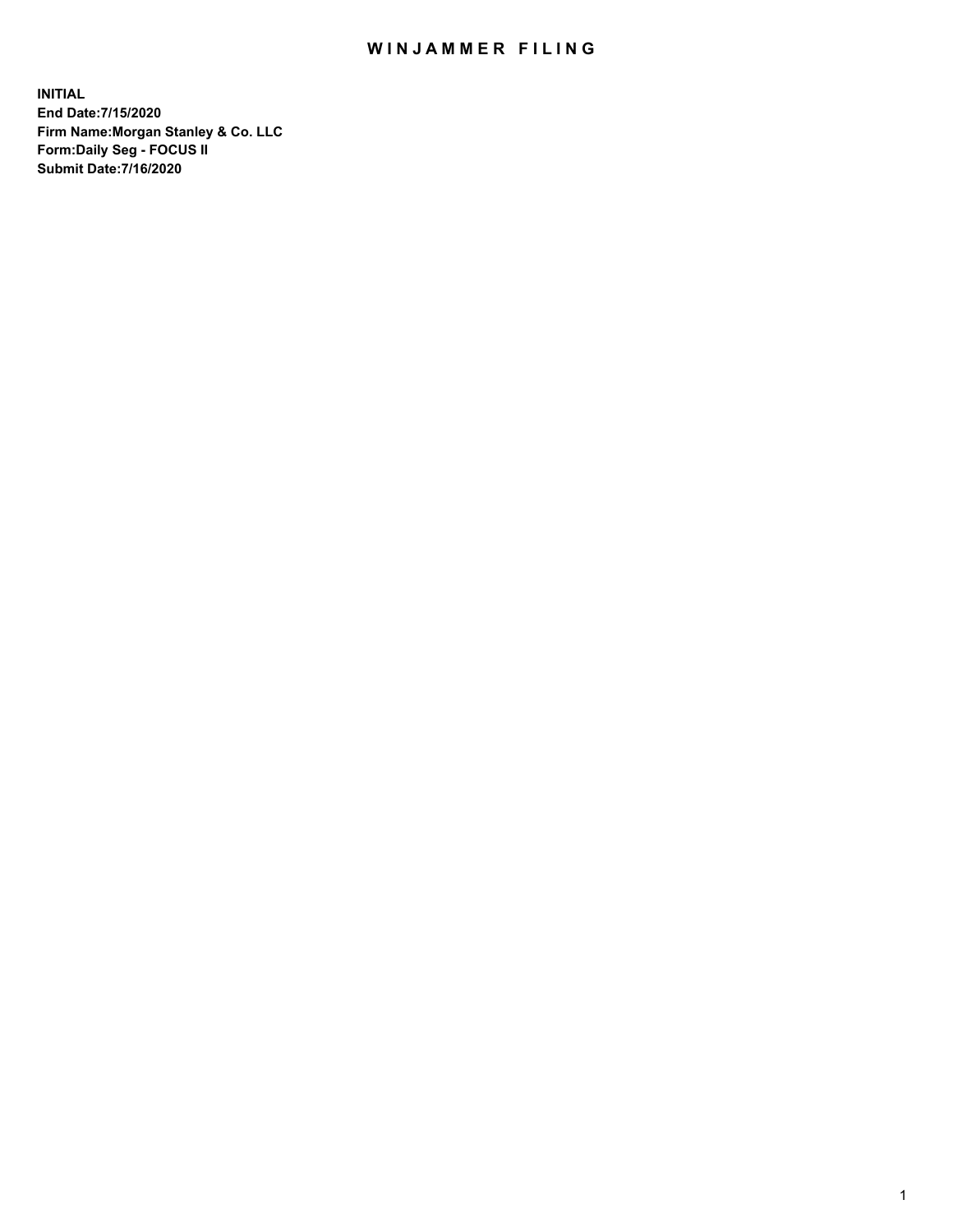# WINJAMMER FILING

**INITIAL**
**End Date:7/15/2020**
**Firm Name:Morgan Stanley & Co. LLC**
**Form:Daily Seg - FOCUS II**
**Submit Date:7/16/2020**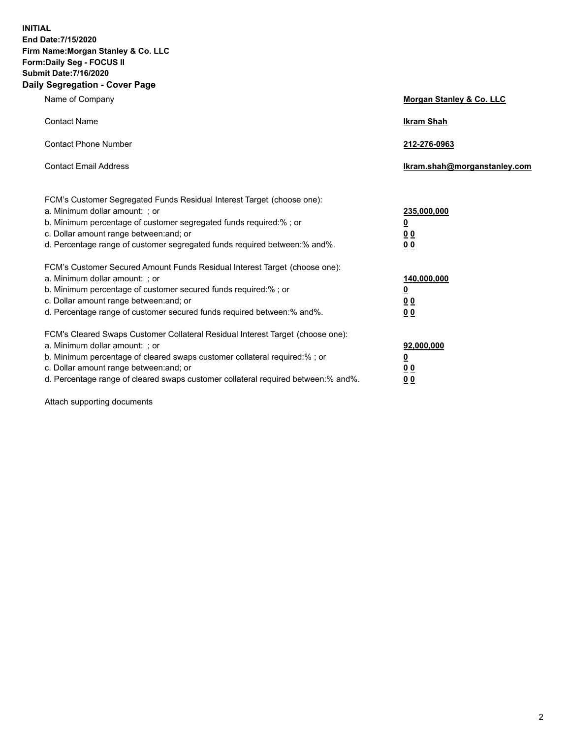**INITIAL**
**End Date:7/15/2020**
**Firm Name:Morgan Stanley & Co. LLC**
**Form:Daily Seg - FOCUS II**
**Submit Date:7/16/2020**

## Daily Segregation - Cover Page

| | |
|---|---|
| Name of Company | **Morgan Stanley & Co. LLC** |
| Contact Name | **Ikram Shah** |
| Contact Phone Number | **212-276-0963** |
| Contact Email Address | **Ikram.shah@morganstanley.com** |

| | |
|---|---|
| FCM's Customer Segregated Funds Residual Interest Target (choose one): | |
| a. Minimum dollar amount: ; or | **235,000,000** |
| b. Minimum percentage of customer segregated funds required:% ; or | **0** |
| c. Dollar amount range between:and; or | **0 0** |
| d. Percentage range of customer segregated funds required between:% and%. | **0 0** |
| FCM's Customer Secured Amount Funds Residual Interest Target (choose one): | |
| a. Minimum dollar amount: ; or | **140,000,000** |
| b. Minimum percentage of customer secured funds required:% ; or | **0** |
| c. Dollar amount range between:and; or | **0 0** |
| d. Percentage range of customer secured funds required between:% and%. | **0 0** |
| FCM's Cleared Swaps Customer Collateral Residual Interest Target (choose one): | |
| a. Minimum dollar amount: ; or | **92,000,000** |
| b. Minimum percentage of cleared swaps customer collateral required:% ; or | **0** |
| c. Dollar amount range between:and; or | **0 0** |
| d. Percentage range of cleared swaps customer collateral required between:% and%. | **0 0** |

Attach supporting documents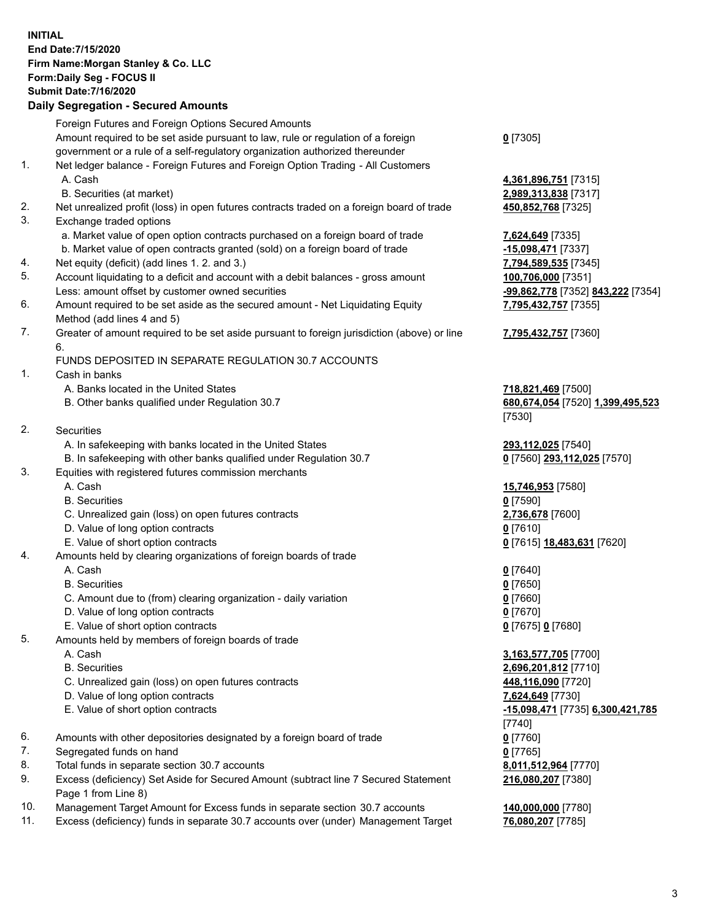**INITIAL**
**End Date:7/15/2020**
**Firm Name:Morgan Stanley & Co. LLC**
**Form:Daily Seg - FOCUS II**
**Submit Date:7/16/2020**

## Daily Segregation - Secured Amounts

| | | |
|---|---|---|
| | Foreign Futures and Foreign Options Secured Amounts | |
| | Amount required to be set aside pursuant to law, rule or regulation of a foreign government or a rule of a self-regulatory organization authorized thereunder | **0** [7305] |
| 1. | Net ledger balance - Foreign Futures and Foreign Option Trading - All Customers | |
| | A. Cash | **4,361,896,751** [7315] |
| | B. Securities (at market) | **2,989,313,838** [7317] |
| 2. | Net unrealized profit (loss) in open futures contracts traded on a foreign board of trade | **450,852,768** [7325] |
| 3. | Exchange traded options | |
| | a. Market value of open option contracts purchased on a foreign board of trade | **7,624,649** [7335] |
| | b. Market value of open contracts granted (sold) on a foreign board of trade | **-15,098,471** [7337] |
| 4. | Net equity (deficit) (add lines 1. 2. and 3.) | **7,794,589,535** [7345] |
| 5. | Account liquidating to a deficit and account with a debit balances - gross amount | **100,706,000** [7351] |
| | Less: amount offset by customer owned securities | **-99,862,778** [7352] **843,222** [7354] |
| 6. | Amount required to be set aside as the secured amount - Net Liquidating Equity Method (add lines 4 and 5) | **7,795,432,757** [7355] |
| 7. | Greater of amount required to be set aside pursuant to foreign jurisdiction (above) or line 6. | **7,795,432,757** [7360] |
| | FUNDS DEPOSITED IN SEPARATE REGULATION 30.7 ACCOUNTS | |
| 1. | Cash in banks | |
| | A. Banks located in the United States | **718,821,469** [7500] |
| | B. Other banks qualified under Regulation 30.7 | **680,674,054** [7520] **1,399,495,523** [7530] |
| 2. | Securities | |
| | A. In safekeeping with banks located in the United States | **293,112,025** [7540] |
| | B. In safekeeping with other banks qualified under Regulation 30.7 | **0** [7560] **293,112,025** [7570] |
| 3. | Equities with registered futures commission merchants | |
| | A. Cash | **15,746,953** [7580] |
| | B. Securities | **0** [7590] |
| | C. Unrealized gain (loss) on open futures contracts | **2,736,678** [7600] |
| | D. Value of long option contracts | **0** [7610] |
| | E. Value of short option contracts | **0** [7615] **18,483,631** [7620] |
| 4. | Amounts held by clearing organizations of foreign boards of trade | |
| | A. Cash | **0** [7640] |
| | B. Securities | **0** [7650] |
| | C. Amount due to (from) clearing organization - daily variation | **0** [7660] |
| | D. Value of long option contracts | **0** [7670] |
| | E. Value of short option contracts | **0** [7675] **0** [7680] |
| 5. | Amounts held by members of foreign boards of trade | |
| | A. Cash | **3,163,577,705** [7700] |
| | B. Securities | **2,696,201,812** [7710] |
| | C. Unrealized gain (loss) on open futures contracts | **448,116,090** [7720] |
| | D. Value of long option contracts | **7,624,649** [7730] |
| | E. Value of short option contracts | **-15,098,471** [7735] **6,300,421,785** [7740] |
| 6. | Amounts with other depositories designated by a foreign board of trade | **0** [7760] |
| 7. | Segregated funds on hand | **0** [7765] |
| 8. | Total funds in separate section 30.7 accounts | **8,011,512,964** [7770] |
| 9. | Excess (deficiency) Set Aside for Secured Amount (subtract line 7 Secured Statement Page 1 from Line 8) | **216,080,207** [7380] |
| 10. | Management Target Amount for Excess funds in separate section 30.7 accounts | **140,000,000** [7780] |
| 11. | Excess (deficiency) funds in separate 30.7 accounts over (under) Management Target | **76,080,207** [7785] |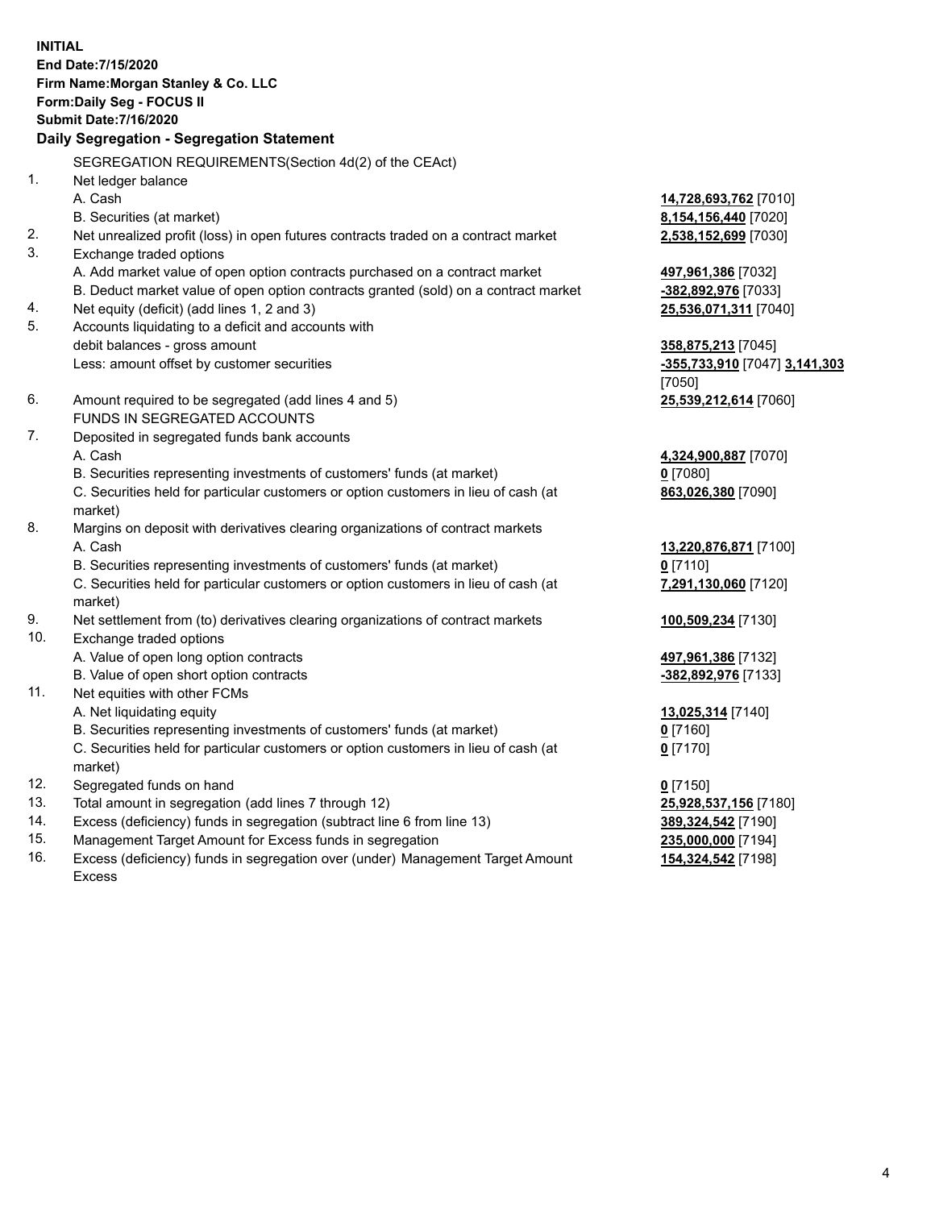**INITIAL**
**End Date:7/15/2020**
**Firm Name:Morgan Stanley & Co. LLC**
**Form:Daily Seg - FOCUS II**
**Submit Date:7/16/2020**

### Daily Segregation - Segregation Statement

SEGREGATION REQUIREMENTS(Section 4d(2) of the CEAct)

| | | |
|---|---|---|
| 1. | Net ledger balance | |
| | A. Cash | **14,728,693,762** [7010] |
| | B. Securities (at market) | **8,154,156,440** [7020] |
| 2. | Net unrealized profit (loss) in open futures contracts traded on a contract market | **2,538,152,699** [7030] |
| 3. | Exchange traded options | |
| | A. Add market value of open option contracts purchased on a contract market | **497,961,386** [7032] |
| | B. Deduct market value of open option contracts granted (sold) on a contract market | **-382,892,976** [7033] |
| 4. | Net equity (deficit) (add lines 1, 2 and 3) | **25,536,071,311** [7040] |
| 5. | Accounts liquidating to a deficit and accounts with debit balances - gross amount | **358,875,213** [7045] |
| | Less: amount offset by customer securities | **-355,733,910** [7047] **3,141,303** [7050] |
| 6. | Amount required to be segregated (add lines 4 and 5) | **25,539,212,614** [7060] |
| | FUNDS IN SEGREGATED ACCOUNTS | |
| 7. | Deposited in segregated funds bank accounts | |
| | A. Cash | **4,324,900,887** [7070] |
| | B. Securities representing investments of customers' funds (at market) | **0** [7080] |
| | C. Securities held for particular customers or option customers in lieu of cash (at market) | **863,026,380** [7090] |
| 8. | Margins on deposit with derivatives clearing organizations of contract markets | |
| | A. Cash | **13,220,876,871** [7100] |
| | B. Securities representing investments of customers' funds (at market) | **0** [7110] |
| | C. Securities held for particular customers or option customers in lieu of cash (at market) | **7,291,130,060** [7120] |
| 9. | Net settlement from (to) derivatives clearing organizations of contract markets | **100,509,234** [7130] |
| 10. | Exchange traded options | |
| | A. Value of open long option contracts | **497,961,386** [7132] |
| | B. Value of open short option contracts | **-382,892,976** [7133] |
| 11. | Net equities with other FCMs | |
| | A. Net liquidating equity | **13,025,314** [7140] |
| | B. Securities representing investments of customers' funds (at market) | **0** [7160] |
| | C. Securities held for particular customers or option customers in lieu of cash (at market) | **0** [7170] |
| 12. | Segregated funds on hand | **0** [7150] |
| 13. | Total amount in segregation (add lines 7 through 12) | **25,928,537,156** [7180] |
| 14. | Excess (deficiency) funds in segregation (subtract line 6 from line 13) | **389,324,542** [7190] |
| 15. | Management Target Amount for Excess funds in segregation | **235,000,000** [7194] |
| 16. | Excess (deficiency) funds in segregation over (under) Management Target Amount Excess | **154,324,542** [7198] |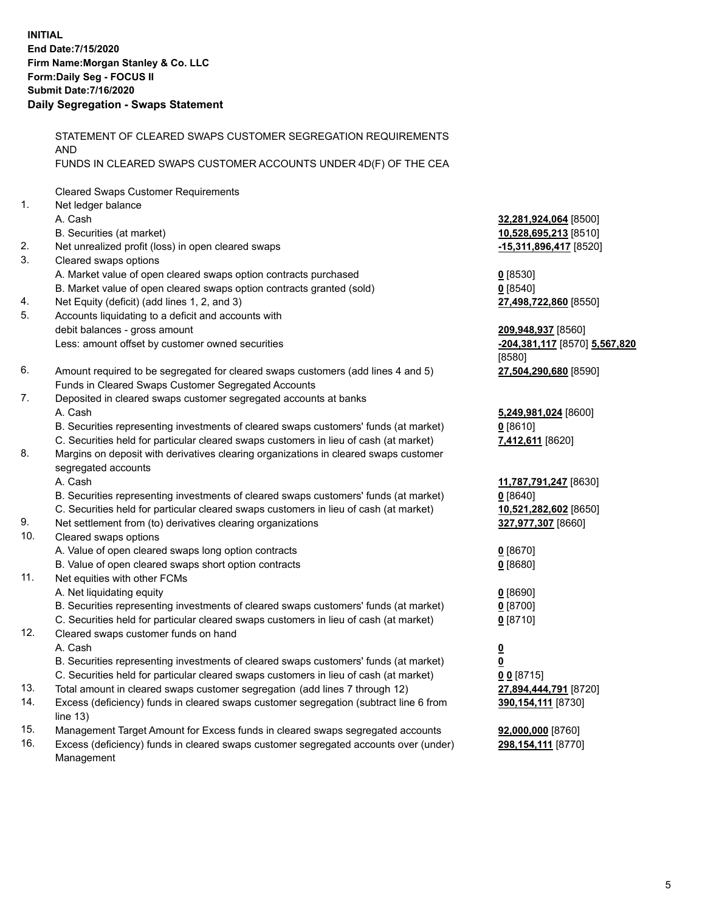**INITIAL**
**End Date:7/15/2020**
**Firm Name:Morgan Stanley & Co. LLC**
**Form:Daily Seg - FOCUS II**
**Submit Date:7/16/2020**
**Daily Segregation - Swaps Statement**

STATEMENT OF CLEARED SWAPS CUSTOMER SEGREGATION REQUIREMENTS AND FUNDS IN CLEARED SWAPS CUSTOMER ACCOUNTS UNDER 4D(F) OF THE CEA

| | | |
|---|---|---|
| | Cleared Swaps Customer Requirements | |
| 1. | Net ledger balance | |
| | A. Cash | **32,281,924,064** [8500] |
| | B. Securities (at market) | **10,528,695,213** [8510] |
| 2. | Net unrealized profit (loss) in open cleared swaps | **-15,311,896,417** [8520] |
| 3. | Cleared swaps options | |
| | A. Market value of open cleared swaps option contracts purchased | **0** [8530] |
| | B. Market value of open cleared swaps option contracts granted (sold) | **0** [8540] |
| 4. | Net Equity (deficit) (add lines 1, 2, and 3) | **27,498,722,860** [8550] |
| 5. | Accounts liquidating to a deficit and accounts with debit balances - gross amount | **209,948,937** [8560] |
| | Less: amount offset by customer owned securities | **-204,381,117** [8570] **5,567,820** [8580] |
| 6. | Amount required to be segregated for cleared swaps customers (add lines 4 and 5) | **27,504,290,680** [8590] |
| | Funds in Cleared Swaps Customer Segregated Accounts | |
| 7. | Deposited in cleared swaps customer segregated accounts at banks | |
| | A. Cash | **5,249,981,024** [8600] |
| | B. Securities representing investments of cleared swaps customers' funds (at market) | **0** [8610] |
| | C. Securities held for particular cleared swaps customers in lieu of cash (at market) | **7,412,611** [8620] |
| 8. | Margins on deposit with derivatives clearing organizations in cleared swaps customer segregated accounts | |
| | A. Cash | **11,787,791,247** [8630] |
| | B. Securities representing investments of cleared swaps customers' funds (at market) | **0** [8640] |
| | C. Securities held for particular cleared swaps customers in lieu of cash (at market) | **10,521,282,602** [8650] |
| 9. | Net settlement from (to) derivatives clearing organizations | **327,977,307** [8660] |
| 10. | Cleared swaps options | |
| | A. Value of open cleared swaps long option contracts | **0** [8670] |
| | B. Value of open cleared swaps short option contracts | **0** [8680] |
| 11. | Net equities with other FCMs | |
| | A. Net liquidating equity | **0** [8690] |
| | B. Securities representing investments of cleared swaps customers' funds (at market) | **0** [8700] |
| | C. Securities held for particular cleared swaps customers in lieu of cash (at market) | **0** [8710] |
| 12. | Cleared swaps customer funds on hand | |
| | A. Cash | **0** |
| | B. Securities representing investments of cleared swaps customers' funds (at market) | **0** |
| | C. Securities held for particular cleared swaps customers in lieu of cash (at market) | **0** **0** [8715] |
| 13. | Total amount in cleared swaps customer segregation (add lines 7 through 12) | **27,894,444,791** [8720] |
| 14. | Excess (deficiency) funds in cleared swaps customer segregation (subtract line 6 from line 13) | **390,154,111** [8730] |
| 15. | Management Target Amount for Excess funds in cleared swaps segregated accounts | **92,000,000** [8760] |
| 16. | Excess (deficiency) funds in cleared swaps customer segregated accounts over (under) Management | **298,154,111** [8770] |